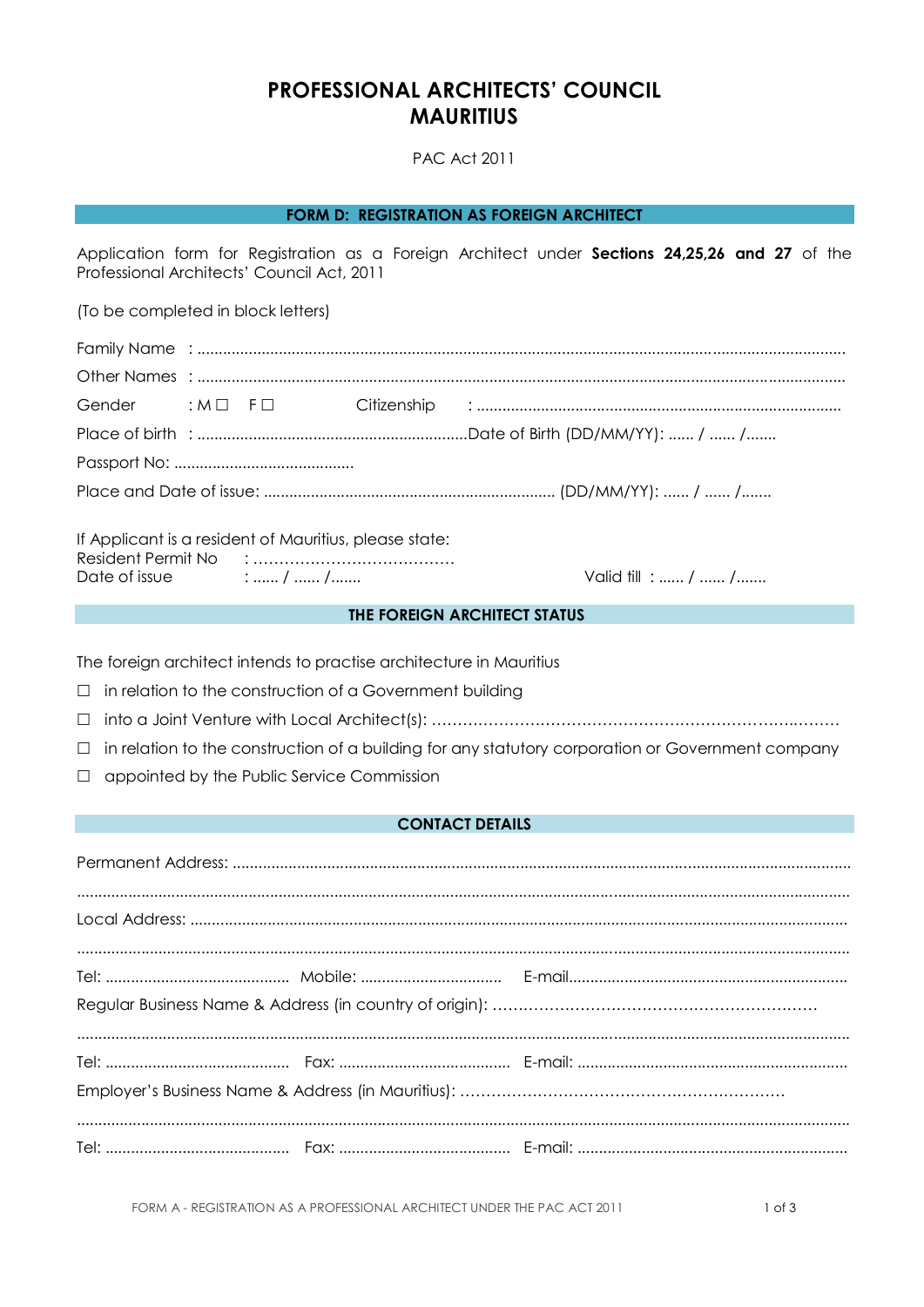# PROFESSIONAL ARCHITECTS' COUNCIL MAURITIUS

PAC Act 2011

## FORM D: REGISTRATION AS FOREIGN ARCHITECT

Application form for Registration as a Foreign Architect under **Sections 24,25,26 and 27** of the Professional Architects' Council Act, 2011

(To be completed in block letters)

Family Name : ..........................................................................................................................................

Other Names : ..........................................................................................................................................

Gender : M ☐ F ☐ Citizenship : ....................................................................................

Place of birth : ..............................................................Date of Birth (DD/MM/YY): ...... / ...... /.......

Passport No: ..........................................

Place and Date of issue: .................................................................... (DD/MM/YY): ...... / ...... /.......

If Applicant is a resident of Mauritius, please state:
Resident Permit No : …………………………………
Date of issue : ...... / ...... /....... Valid till : ...... / ...... /.......

### THE FOREIGN ARCHITECT STATUS

The foreign architect intends to practise architecture in Mauritius

☐ in relation to the construction of a Government building

☐ into a Joint Venture with Local Architect(s): ……………………………………………………………..………

☐ in relation to the construction of a building for any statutory corporation or Government company

☐ appointed by the Public Service Commission

### CONTACT DETAILS

Permanent Address: ..........................................................................................................................................

..........................................................................................................................................

Local Address: ..........................................................................................................................................

..........................................................................................................................................

Tel: ........................................... Mobile: ................................ E-mail.................................................................

Regular Business Name & Address (in country of origin): ………………………………………………………

..........................................................................................................................................

Tel: ........................................... Fax: ........................................ E-mail: ...............................................................

Employer's Business Name & Address (in Mauritius): ………………………………………………………

..........................................................................................................................................

Tel: ........................................... Fax: ........................................ E-mail: ...............................................................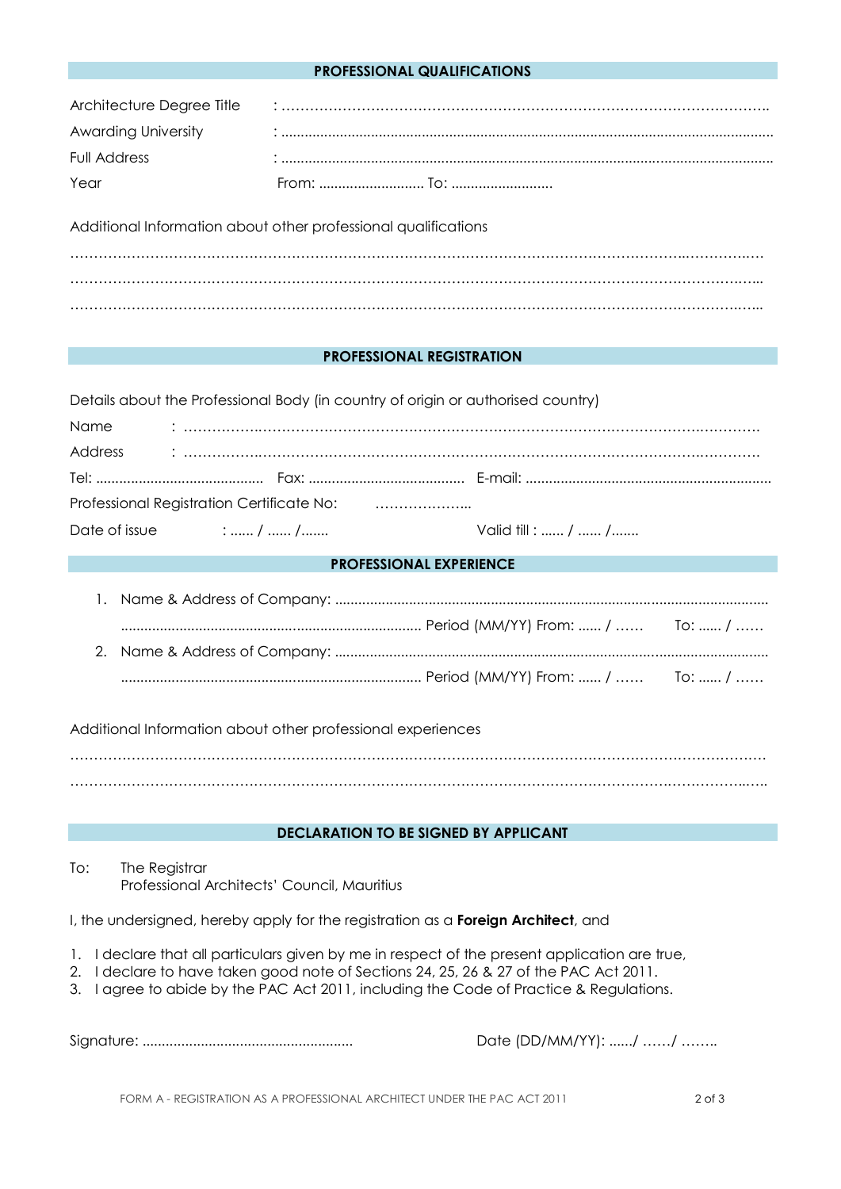## PROFESSIONAL QUALIFICATIONS

Architecture Degree Title : ……………………………………………………………………………………………..

Awarding University : ..............................................................................................................................

Full Address : ..............................................................................................................................

Year From: ........................... To: ..........................

Additional Information about other professional qualifications

……………………………………………………………………………………………………………………..……………..…

……………………………………………………………………………………………………………………………………..…..

……………………………………………………………………………………………………………………………………..…..

## PROFESSIONAL REGISTRATION

Details about the Professional Body (in country of origin or authorised country)

Name : ………………..……………………………………………………………………………………………….…………

Address : ………………..……………………………………………………………………………………………….…………

Tel: ........................................... Fax: ....................................... E-mail: ..............................................................

Professional Registration Certificate No: ………………...

Date of issue : ...... / ...... /....... Valid till : ...... / ...... /.......

## PROFESSIONAL EXPERIENCE

1. Name & Address of Company: ..............................................................................................................

   ............................................................................. Period (MM/YY) From: ...... / …… To: ...... / ……
2. Name & Address of Company: ..............................................................................................................

   ............................................................................. Period (MM/YY) From: ...... / …… To: ...... / ……

Additional Information about other professional experiences

………………………………………………………………………………………………………………………………………

……………………………………………………………………………………………………………………….……………..…..

## DECLARATION TO BE SIGNED BY APPLICANT

To: The Registrar
Professional Architects' Council, Mauritius

I, the undersigned, hereby apply for the registration as a **Foreign Architect**, and

1. I declare that all particulars given by me in respect of the present application are true,
2. I declare to have taken good note of Sections 24, 25, 26 & 27 of the PAC Act 2011.
3. I agree to abide by the PAC Act 2011, including the Code of Practice & Regulations.

Signature: ...................................................... Date (DD/MM/YY): ....../ ……/ ……..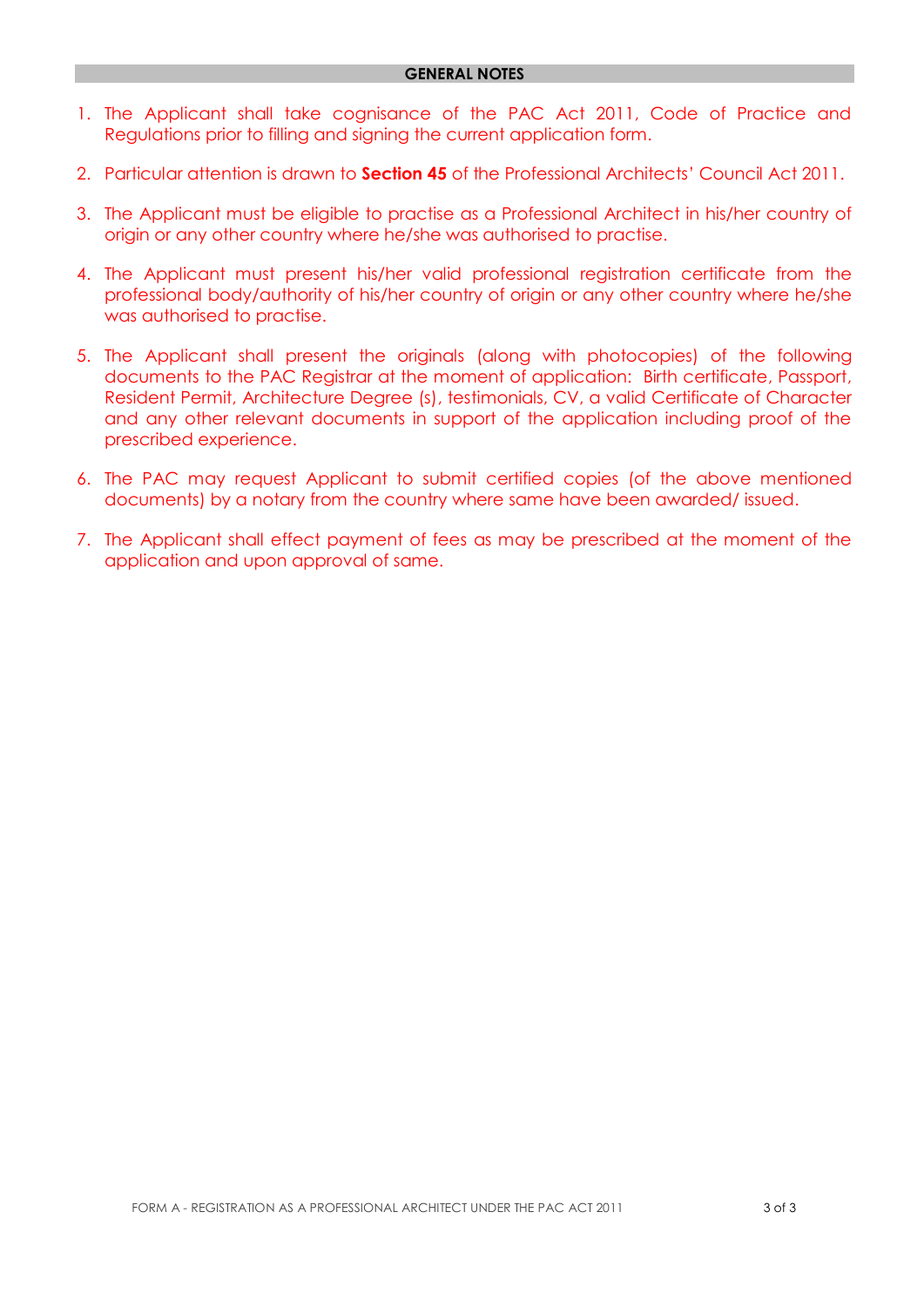## GENERAL NOTES

1. The Applicant shall take cognisance of the PAC Act 2011, Code of Practice and Regulations prior to filling and signing the current application form.
2. Particular attention is drawn to **Section 45** of the Professional Architects' Council Act 2011.
3. The Applicant must be eligible to practise as a Professional Architect in his/her country of origin or any other country where he/she was authorised to practise.
4. The Applicant must present his/her valid professional registration certificate from the professional body/authority of his/her country of origin or any other country where he/she was authorised to practise.
5. The Applicant shall present the originals (along with photocopies) of the following documents to the PAC Registrar at the moment of application: Birth certificate, Passport, Resident Permit, Architecture Degree (s), testimonials, CV, a valid Certificate of Character and any other relevant documents in support of the application including proof of the prescribed experience.
6. The PAC may request Applicant to submit certified copies (of the above mentioned documents) by a notary from the country where same have been awarded/ issued.
7. The Applicant shall effect payment of fees as may be prescribed at the moment of the application and upon approval of same.